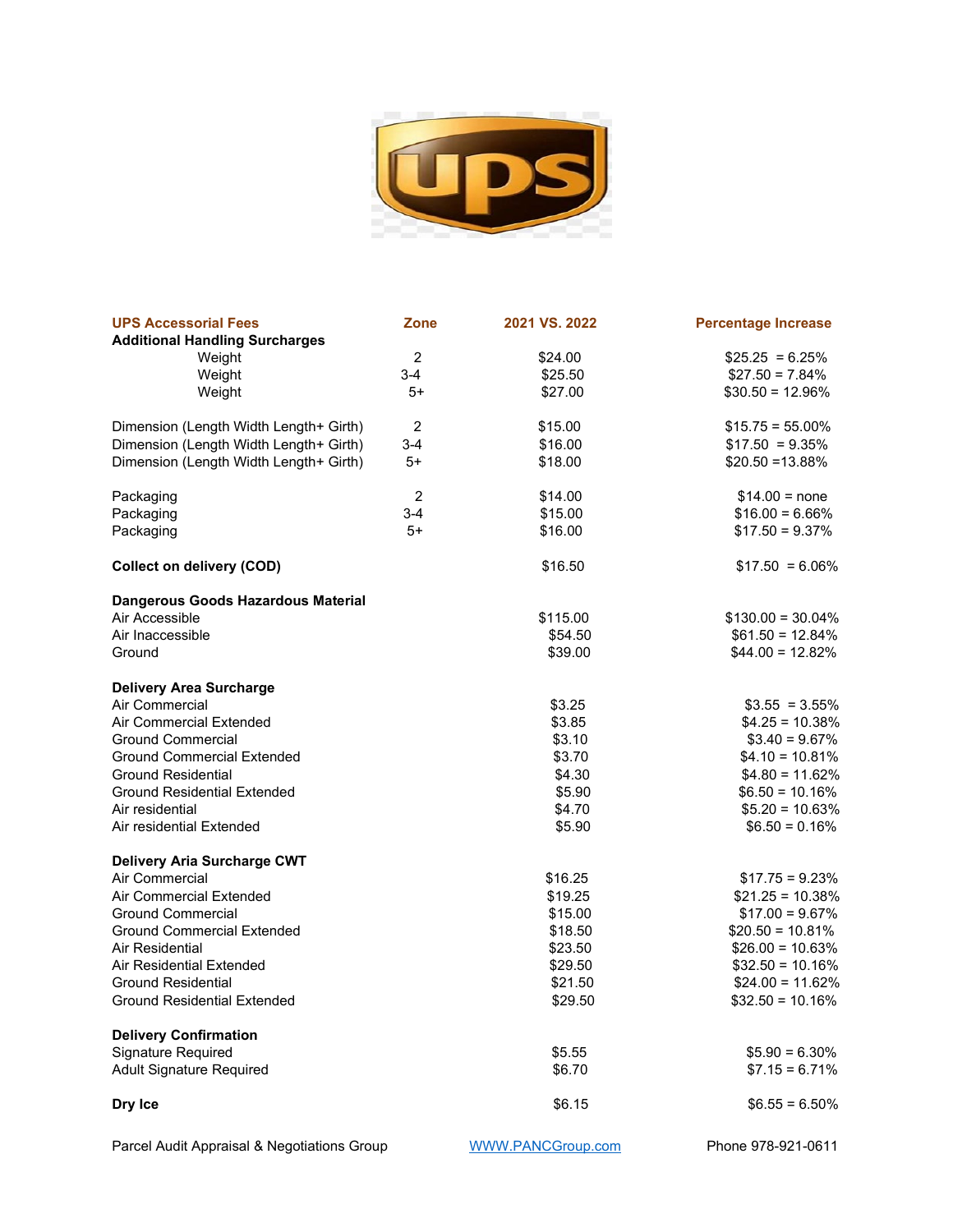| UPS Accessorial Fees | Zone | 2021 VS. 2022 | Percentage Increase |
|---|---|---|---|
| **Additional Handling Surcharges** | | | |
| Weight | 2 | $24.00 | $25.25 = 6.25% |
| Weight | 3-4 | $25.50 | $27.50 = 7.84% |
| Weight | 5+ | $27.00 | $30.50 = 12.96% |
| | | | |
| Dimension (Length Width Length+ Girth) | 2 | $15.00 | $15.75 = 55.00% |
| Dimension (Length Width Length+ Girth) | 3-4 | $16.00 | $17.50 = 9.35% |
| Dimension (Length Width Length+ Girth) | 5+ | $18.00 | $20.50 =13.88% |
| | | | |
| Packaging | 2 | $14.00 | $14.00 = none |
| Packaging | 3-4 | $15.00 | $16.00 = 6.66% |
| Packaging | 5+ | $16.00 | $17.50 = 9.37% |
| | | | |
| **Collect on delivery (COD)** | | $16.50 | $17.50 = 6.06% |
| | | | |
| **Dangerous Goods Hazardous Material** | | | |
| Air Accessible | | $115.00 | $130.00 = 30.04% |
| Air Inaccessible | | $54.50 | $61.50 = 12.84% |
| Ground | | $39.00 | $44.00 = 12.82% |
| | | | |
| **Delivery Area Surcharge** | | | |
| Air Commercial | | $3.25 | $3.55 = 3.55% |
| Air Commercial Extended | | $3.85 | $4.25 = 10.38% |
| Ground Commercial | | $3.10 | $3.40 = 9.67% |
| Ground Commercial Extended | | $3.70 | $4.10 = 10.81% |
| Ground Residential | | $4.30 | $4.80 = 11.62% |
| Ground Residential Extended | | $5.90 | $6.50 = 10.16% |
| Air residential | | $4.70 | $5.20 = 10.63% |
| Air residential Extended | | $5.90 | $6.50 = 0.16% |
| | | | |
| **Delivery Aria Surcharge CWT** | | | |
| Air Commercial | | $16.25 | $17.75 = 9.23% |
| Air Commercial Extended | | $19.25 | $21.25 = 10.38% |
| Ground Commercial | | $15.00 | $17.00 = 9.67% |
| Ground Commercial Extended | | $18.50 | $20.50 = 10.81% |
| Air Residential | | $23.50 | $26.00 = 10.63% |
| Air Residential Extended | | $29.50 | $32.50 = 10.16% |
| Ground Residential | | $21.50 | $24.00 = 11.62% |
| Ground Residential Extended | | $29.50 | $32.50 = 10.16% |
| | | | |
| **Delivery Confirmation** | | | |
| Signature Required | | $5.55 | $5.90 = 6.30% |
| Adult Signature Required | | $6.70 | $7.15 = 6.71% |
| | | | |
| **Dry Ice** | | $6.15 | $6.55 = 6.50% |

Parcel Audit Appraisal & Negotiations Group | [WWW.PANCGroup.com](http://WWW.PANCGroup.com) | Phone 978-921-0611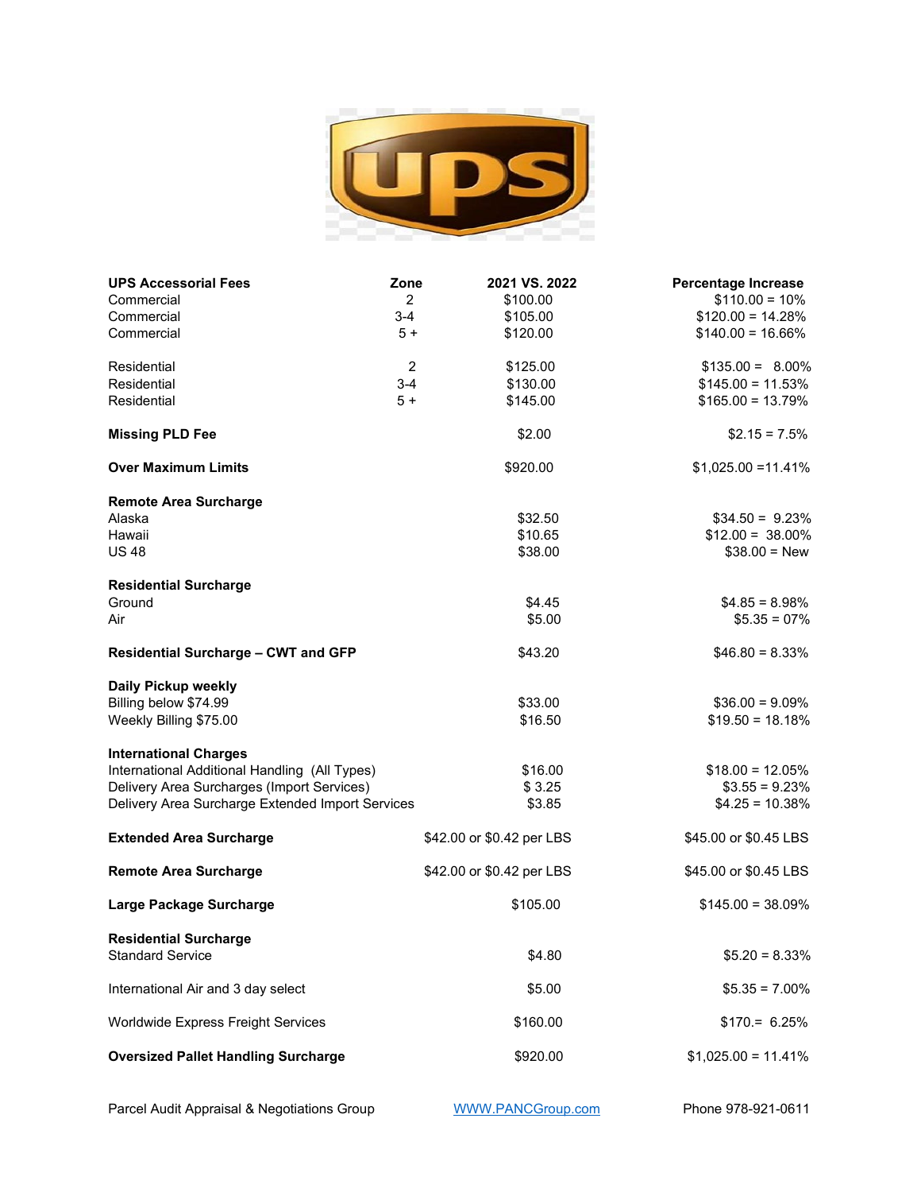| UPS Accessorial Fees | Zone | 2021 VS. 2022 | Percentage Increase |
|---|---|---|---|
| Commercial | 2 | $100.00 | $110.00 = 10% |
| Commercial | 3-4 | $105.00 | $120.00 = 14.28% |
| Commercial | 5 + | $120.00 | $140.00 = 16.66% |
| Residential | 2 | $125.00 | $135.00 = 8.00% |
| Residential | 3-4 | $130.00 | $145.00 = 11.53% |
| Residential | 5 + | $145.00 | $165.00 = 13.79% |
| **Missing PLD Fee** | | $2.00 | $2.15 = 7.5% |
| **Over Maximum Limits** | | $920.00 | $1,025.00 =11.41% |
| **Remote Area Surcharge** | | | |
| Alaska | | $32.50 | $34.50 = 9.23% |
| Hawaii | | $10.65 | $12.00 = 38.00% |
| US 48 | | $38.00 | $38.00 = New |
| **Residential Surcharge** | | | |
| Ground | | $4.45 | $4.85 = 8.98% |
| Air | | $5.00 | $5.35 = 07% |
| **Residential Surcharge – CWT and GFP** | | $43.20 | $46.80 = 8.33% |
| **Daily Pickup weekly** | | | |
| Billing below $74.99 | | $33.00 | $36.00 = 9.09% |
| Weekly Billing $75.00 | | $16.50 | $19.50 = 18.18% |
| **International Charges** | | | |
| International Additional Handling (All Types) | | $16.00 | $18.00 = 12.05% |
| Delivery Area Surcharges (Import Services) | | $ 3.25 | $3.55 = 9.23% |
| Delivery Area Surcharge Extended Import Services | | $3.85 | $4.25 = 10.38% |
| **Extended Area Surcharge** | | $42.00 or $0.42 per LBS | $45.00 or $0.45 LBS |
| **Remote Area Surcharge** | | $42.00 or $0.42 per LBS | $45.00 or $0.45 LBS |
| **Large Package Surcharge** | | $105.00 | $145.00 = 38.09% |
| **Residential Surcharge** | | | |
| Standard Service | | $4.80 | $5.20 = 8.33% |
| International Air and 3 day select | | $5.00 | $5.35 = 7.00% |
| Worldwide Express Freight Services | | $160.00 | $170.= 6.25% |
| **Oversized Pallet Handling Surcharge** | | $920.00 | $1,025.00 = 11.41% |

Parcel Audit Appraisal & Negotiations Group WWW.PANCGroup.com Phone 978-921-0611